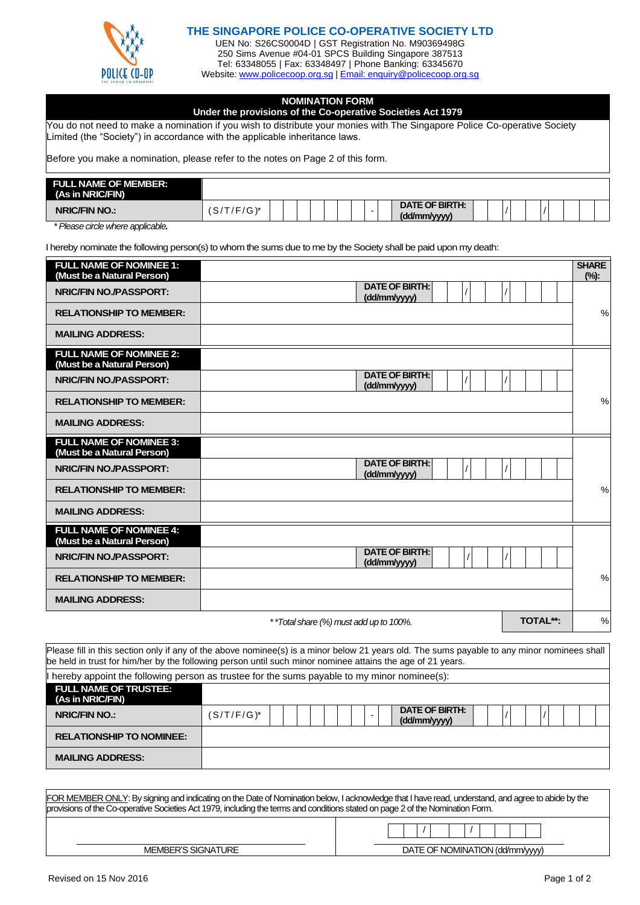# THE SINGAPORE POLICE CO-OPERATIVE SOCIETY LTD

UEN No: S26CS0004D | GST Registration No. M90369498G
250 Sims Avenue #04-01 SPCS Building Singapore 387513
Tel: 63348055 | Fax: 63348497 | Phone Banking: 63345670
Website: www.policecoop.org.sg | Email: enquiry@policecoop.org.sg

## NOMINATION FORM

**Under the provisions of the Co-operative Societies Act 1979**

You do not need to make a nomination if you wish to distribute your monies with The Singapore Police Co-operative Society Limited (the "Society") in accordance with the applicable inheritance laws.

Before you make a nomination, please refer to the notes on Page 2 of this form.

| **FULL NAME OF MEMBER: (As in NRIC/FIN)** | | | |
|---|---|---|---|
| **NRIC/FIN NO.:** | (S/T/F/G)* _ _ _ _ _ _ _ - _ | **DATE OF BIRTH: (dd/mm/yyyy)** | _ _ / _ _ / _ _ _ _ |

*\* Please circle where applicable.*

I hereby nominate the following person(s) to whom the sums due to me by the Society shall be paid upon my death:

| | | | | **SHARE (%):** |
|---|---|---|---|---|
| **FULL NAME OF NOMINEE 1: (Must be a Natural Person)** | | | | |
| **NRIC/FIN NO./PASSPORT:** | | **DATE OF BIRTH: (dd/mm/yyyy)** | _ _ / _ _ / _ _ _ _ | |
| **RELATIONSHIP TO MEMBER:** | | | | % |
| **MAILING ADDRESS:** | | | | |
| **FULL NAME OF NOMINEE 2: (Must be a Natural Person)** | | | | |
| **NRIC/FIN NO./PASSPORT:** | | **DATE OF BIRTH: (dd/mm/yyyy)** | _ _ / _ _ / _ _ _ _ | |
| **RELATIONSHIP TO MEMBER:** | | | | % |
| **MAILING ADDRESS:** | | | | |
| **FULL NAME OF NOMINEE 3: (Must be a Natural Person)** | | | | |
| **NRIC/FIN NO./PASSPORT:** | | **DATE OF BIRTH: (dd/mm/yyyy)** | _ _ / _ _ / _ _ _ _ | |
| **RELATIONSHIP TO MEMBER:** | | | | % |
| **MAILING ADDRESS:** | | | | |
| **FULL NAME OF NOMINEE 4: (Must be a Natural Person)** | | | | |
| **NRIC/FIN NO./PASSPORT:** | | **DATE OF BIRTH: (dd/mm/yyyy)** | _ _ / _ _ / _ _ _ _ | |
| **RELATIONSHIP TO MEMBER:** | | | | % |
| **MAILING ADDRESS:** | | | | |
| | *\*\*Total share (%) must add up to 100%.* | | **TOTAL\*\*:** | % |

Please fill in this section only if any of the above nominee(s) is a minor below 21 years old. The sums payable to any minor nominees shall be held in trust for him/her by the following person until such minor nominee attains the age of 21 years.

I hereby appoint the following person as trustee for the sums payable to my minor nominee(s):

| **FULL NAME OF TRUSTEE: (As in NRIC/FIN)** | | | |
|---|---|---|---|
| **NRIC/FIN NO.:** | (S/T/F/G)* _ _ _ _ _ _ _ - _ | **DATE OF BIRTH: (dd/mm/yyyy)** | _ _ / _ _ / _ _ _ _ |
| **RELATIONSHIP TO NOMINEE:** | | | |
| **MAILING ADDRESS:** | | | |

FOR MEMBER ONLY: By signing and indicating on the Date of Nomination below, I acknowledge that I have read, understand, and agree to abide by the provisions of the Co-operative Societies Act 1979, including the terms and conditions stated on page 2 of the Nomination Form.

| | _ _ / _ _ / _ _ _ _ |
|---|---|
| MEMBER'S SIGNATURE | DATE OF NOMINATION (dd/mm/yyyy) |

Revised on 15 Nov 2016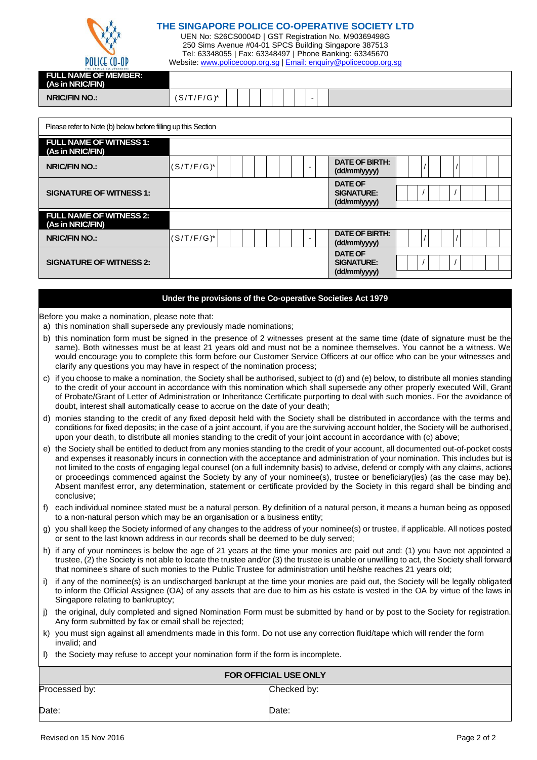# THE SINGAPORE POLICE CO-OPERATIVE SOCIETY LTD

UEN No: S26CS0004D | GST Registration No. M90369498G
250 Sims Avenue #04-01 SPCS Building Singapore 387513
Tel: 63348055 | Fax: 63348497 | Phone Banking: 63345670
Website: www.policecoop.org.sg | Email: enquiry@policecoop.org.sg

| | |
|---|---|
| **FULL NAME OF MEMBER: (As in NRIC/FIN)** | |
| **NRIC/FIN NO.:** | (S/T/F/G)* -- |

Please refer to Note (b) below before filling up this Section

| | | | |
|---|---|---|---|
| **FULL NAME OF WITNESS 1: (As in NRIC/FIN)** | | | |
| **NRIC/FIN NO.:** | (S/T/F/G)* - | **DATE OF BIRTH: (dd/mm/yyyy)** | / / |
| **SIGNATURE OF WITNESS 1:** | | **DATE OF SIGNATURE: (dd/mm/yyyy)** | / / |
| **FULL NAME OF WITNESS 2: (As in NRIC/FIN)** | | | |
| **NRIC/FIN NO.:** | (S/T/F/G)* - | **DATE OF BIRTH: (dd/mm/yyyy)** | / / |
| **SIGNATURE OF WITNESS 2:** | | **DATE OF SIGNATURE: (dd/mm/yyyy)** | / / |

## Under the provisions of the Co-operative Societies Act 1979

Before you make a nomination, please note that:

a) this nomination shall supersede any previously made nominations;

b) this nomination form must be signed in the presence of 2 witnesses present at the same time (date of signature must be the same). Both witnesses must be at least 21 years old and must not be a nominee themselves. You cannot be a witness. We would encourage you to complete this form before our Customer Service Officers at our office who can be your witnesses and clarify any questions you may have in respect of the nomination process;

c) if you choose to make a nomination, the Society shall be authorised, subject to (d) and (e) below, to distribute all monies standing to the credit of your account in accordance with this nomination which shall supersede any other properly executed Will, Grant of Probate/Grant of Letter of Administration or Inheritance Certificate purporting to deal with such monies. For the avoidance of doubt, interest shall automatically cease to accrue on the date of your death;

d) monies standing to the credit of any fixed deposit held with the Society shall be distributed in accordance with the terms and conditions for fixed deposits; in the case of a joint account, if you are the surviving account holder, the Society will be authorised, upon your death, to distribute all monies standing to the credit of your joint account in accordance with (c) above;

e) the Society shall be entitled to deduct from any monies standing to the credit of your account, all documented out-of-pocket costs and expenses it reasonably incurs in connection with the acceptance and administration of your nomination. This includes but is not limited to the costs of engaging legal counsel (on a full indemnity basis) to advise, defend or comply with any claims, actions or proceedings commenced against the Society by any of your nominee(s), trustee or beneficiary(ies) (as the case may be). Absent manifest error, any determination, statement or certificate provided by the Society in this regard shall be binding and conclusive;

f) each individual nominee stated must be a natural person. By definition of a natural person, it means a human being as opposed to a non-natural person which may be an organisation or a business entity;

g) you shall keep the Society informed of any changes to the address of your nominee(s) or trustee, if applicable. All notices posted or sent to the last known address in our records shall be deemed to be duly served;

h) if any of your nominees is below the age of 21 years at the time your monies are paid out and: (1) you have not appointed a trustee, (2) the Society is not able to locate the trustee and/or (3) the trustee is unable or unwilling to act, the Society shall forward that nominee's share of such monies to the Public Trustee for administration until he/she reaches 21 years old;

i) if any of the nominee(s) is an undischarged bankrupt at the time your monies are paid out, the Society will be legally obligated to inform the Official Assignee (OA) of any assets that are due to him as his estate is vested in the OA by virtue of the laws in Singapore relating to bankruptcy;

j) the original, duly completed and signed Nomination Form must be submitted by hand or by post to the Society for registration. Any form submitted by fax or email shall be rejected;

k) you must sign against all amendments made in this form. Do not use any correction fluid/tape which will render the form invalid; and

l) the Society may refuse to accept your nomination form if the form is incomplete.

| **FOR OFFICIAL USE ONLY** | |
|---|---|
| Processed by: | Checked by: |
| Date: | Date: |

Revised on 15 Nov 2016